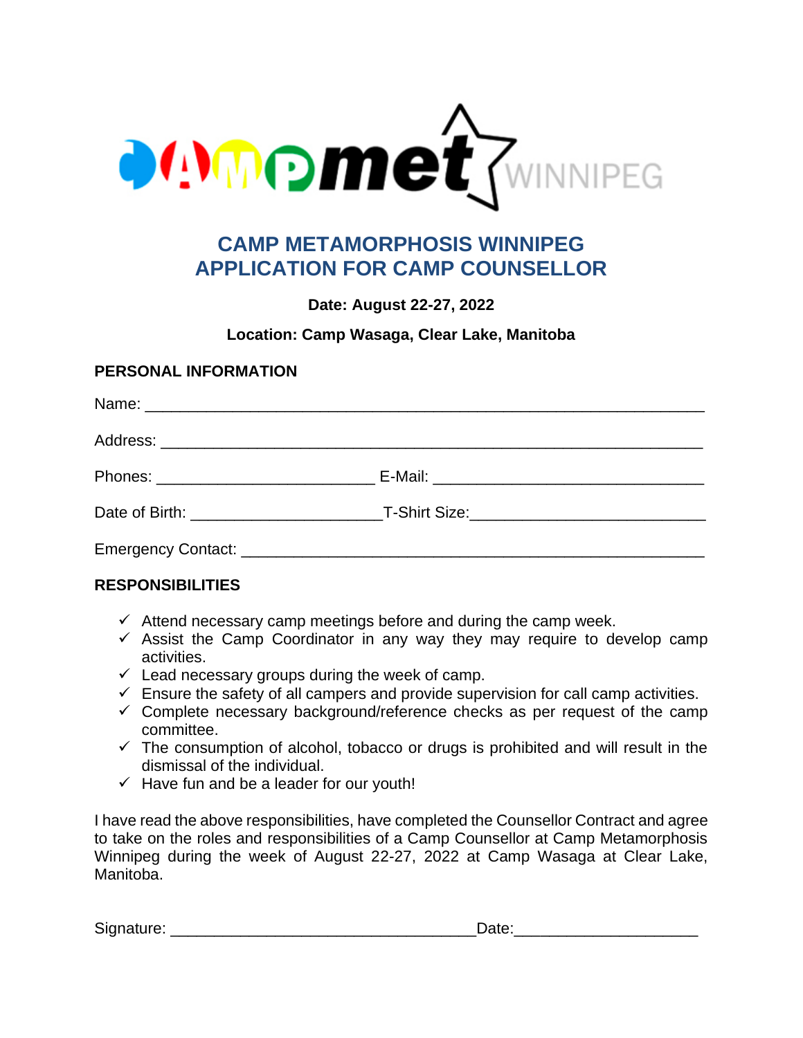# CAMP METAMORPHOSIS WINNIPEG
# APPLICATION FOR CAMP COUNSELLOR

**Date: August 22-27, 2022**

**Location: Camp Wasaga, Clear Lake, Manitoba**

## PERSONAL INFORMATION

Name: ___________________________________________________________

Address: _________________________________________________________

Phones: ________________________ E-Mail: ______________________________

Date of Birth: _____________________T-Shirt Size:__________________________

Emergency Contact: _______________________________________________

## RESPONSIBILITIES

- ✓ Attend necessary camp meetings before and during the camp week.
- ✓ Assist the Camp Coordinator in any way they may require to develop camp activities.
- ✓ Lead necessary groups during the week of camp.
- ✓ Ensure the safety of all campers and provide supervision for call camp activities.
- ✓ Complete necessary background/reference checks as per request of the camp committee.
- ✓ The consumption of alcohol, tobacco or drugs is prohibited and will result in the dismissal of the individual.
- ✓ Have fun and be a leader for our youth!

I have read the above responsibilities, have completed the Counsellor Contract and agree to take on the roles and responsibilities of a Camp Counsellor at Camp Metamorphosis Winnipeg during the week of August 22-27, 2022 at Camp Wasaga at Clear Lake, Manitoba.

Signature: __________________________________Date:____________________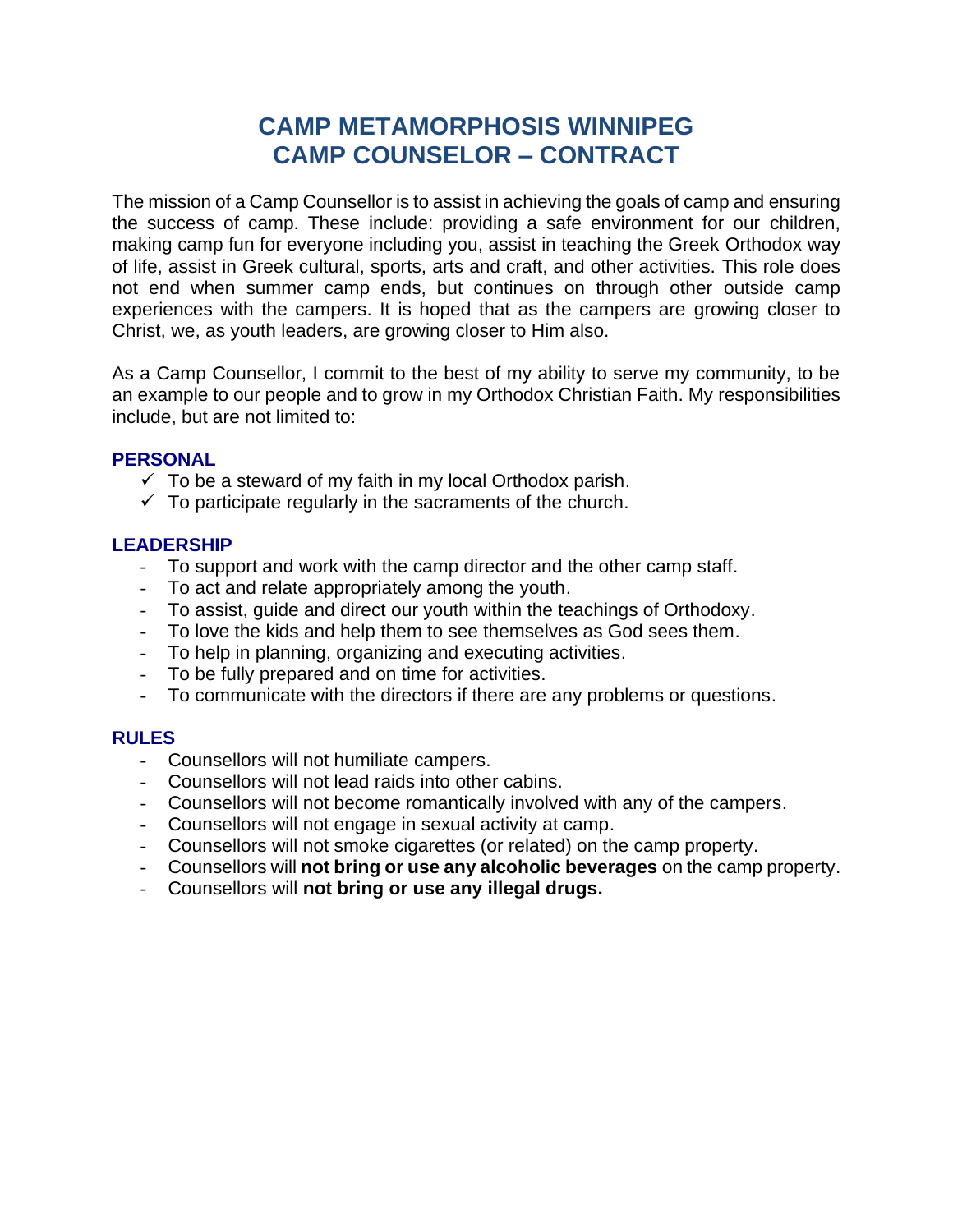# CAMP METAMORPHOSIS WINNIPEG
# CAMP COUNSELOR – CONTRACT

The mission of a Camp Counsellor is to assist in achieving the goals of camp and ensuring the success of camp. These include: providing a safe environment for our children, making camp fun for everyone including you, assist in teaching the Greek Orthodox way of life, assist in Greek cultural, sports, arts and craft, and other activities. This role does not end when summer camp ends, but continues on through other outside camp experiences with the campers. It is hoped that as the campers are growing closer to Christ, we, as youth leaders, are growing closer to Him also.

As a Camp Counsellor, I commit to the best of my ability to serve my community, to be an example to our people and to grow in my Orthodox Christian Faith. My responsibilities include, but are not limited to:

### PERSONAL

- ✓ To be a steward of my faith in my local Orthodox parish.
- ✓ To participate regularly in the sacraments of the church.

### LEADERSHIP

- To support and work with the camp director and the other camp staff.
- To act and relate appropriately among the youth.
- To assist, guide and direct our youth within the teachings of Orthodoxy.
- To love the kids and help them to see themselves as God sees them.
- To help in planning, organizing and executing activities.
- To be fully prepared and on time for activities.
- To communicate with the directors if there are any problems or questions.

### RULES

- Counsellors will not humiliate campers.
- Counsellors will not lead raids into other cabins.
- Counsellors will not become romantically involved with any of the campers.
- Counsellors will not engage in sexual activity at camp.
- Counsellors will not smoke cigarettes (or related) on the camp property.
- Counsellors will **not bring or use any alcoholic beverages** on the camp property.
- Counsellors will **not bring or use any illegal drugs.**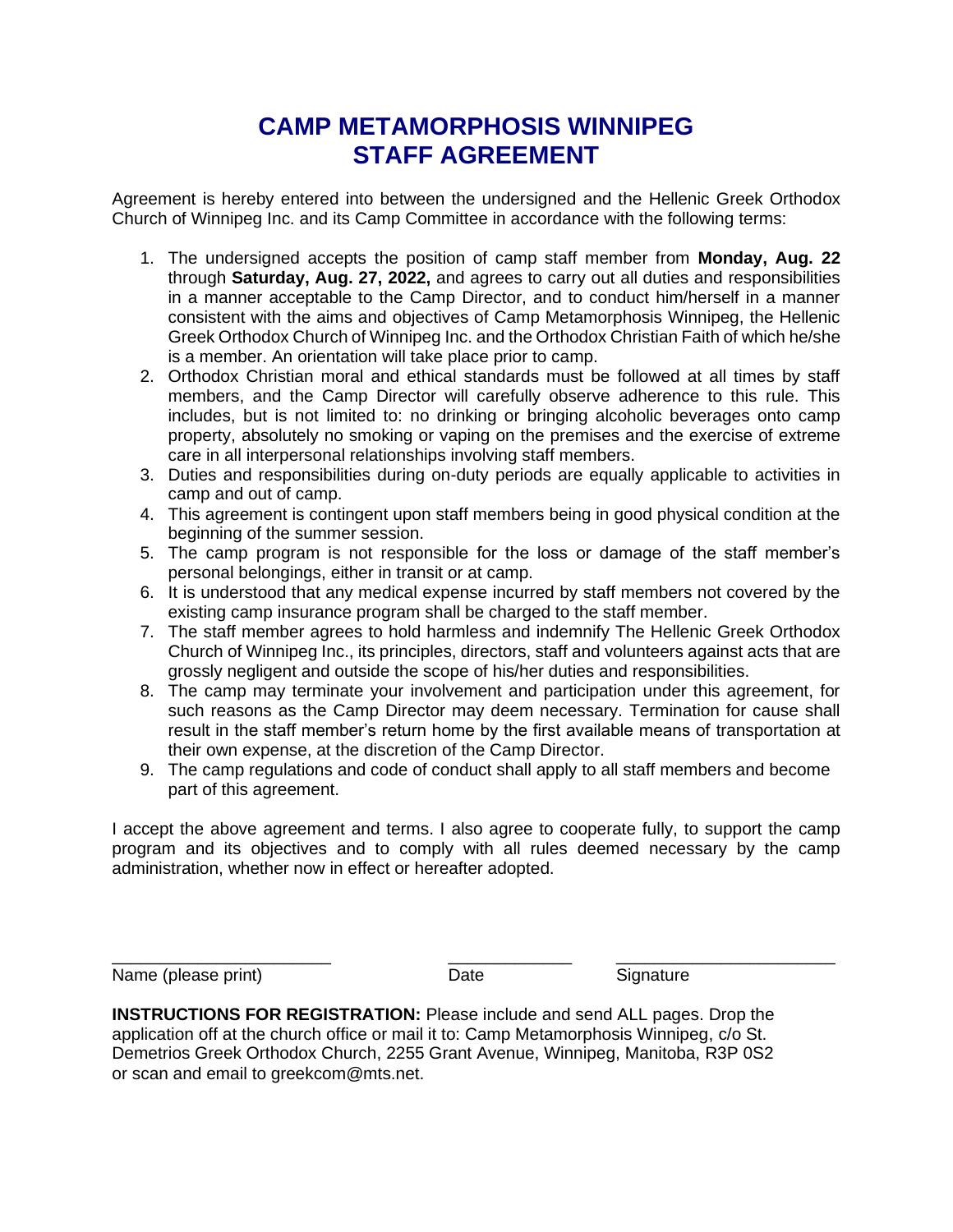# CAMP METAMORPHOSIS WINNIPEG
# STAFF AGREEMENT

Agreement is hereby entered into between the undersigned and the Hellenic Greek Orthodox Church of Winnipeg Inc. and its Camp Committee in accordance with the following terms:

1. The undersigned accepts the position of camp staff member from **Monday, Aug. 22** through **Saturday, Aug. 27, 2022,** and agrees to carry out all duties and responsibilities in a manner acceptable to the Camp Director, and to conduct him/herself in a manner consistent with the aims and objectives of Camp Metamorphosis Winnipeg, the Hellenic Greek Orthodox Church of Winnipeg Inc. and the Orthodox Christian Faith of which he/she is a member. An orientation will take place prior to camp.
2. Orthodox Christian moral and ethical standards must be followed at all times by staff members, and the Camp Director will carefully observe adherence to this rule. This includes, but is not limited to: no drinking or bringing alcoholic beverages onto camp property, absolutely no smoking or vaping on the premises and the exercise of extreme care in all interpersonal relationships involving staff members.
3. Duties and responsibilities during on-duty periods are equally applicable to activities in camp and out of camp.
4. This agreement is contingent upon staff members being in good physical condition at the beginning of the summer session.
5. The camp program is not responsible for the loss or damage of the staff member's personal belongings, either in transit or at camp.
6. It is understood that any medical expense incurred by staff members not covered by the existing camp insurance program shall be charged to the staff member.
7. The staff member agrees to hold harmless and indemnify The Hellenic Greek Orthodox Church of Winnipeg Inc., its principles, directors, staff and volunteers against acts that are grossly negligent and outside the scope of his/her duties and responsibilities.
8. The camp may terminate your involvement and participation under this agreement, for such reasons as the Camp Director may deem necessary. Termination for cause shall result in the staff member's return home by the first available means of transportation at their own expense, at the discretion of the Camp Director.
9. The camp regulations and code of conduct shall apply to all staff members and become part of this agreement.

I accept the above agreement and terms. I also agree to cooperate fully, to support the camp program and its objectives and to comply with all rules deemed necessary by the camp administration, whether now in effect or hereafter adopted.

______________________ ____________ ______________________

Name (please print) Date Signature

**INSTRUCTIONS FOR REGISTRATION:** Please include and send ALL pages. Drop the application off at the church office or mail it to: Camp Metamorphosis Winnipeg, c/o St. Demetrios Greek Orthodox Church, 2255 Grant Avenue, Winnipeg, Manitoba, R3P 0S2 or scan and email to greekcom@mts.net.